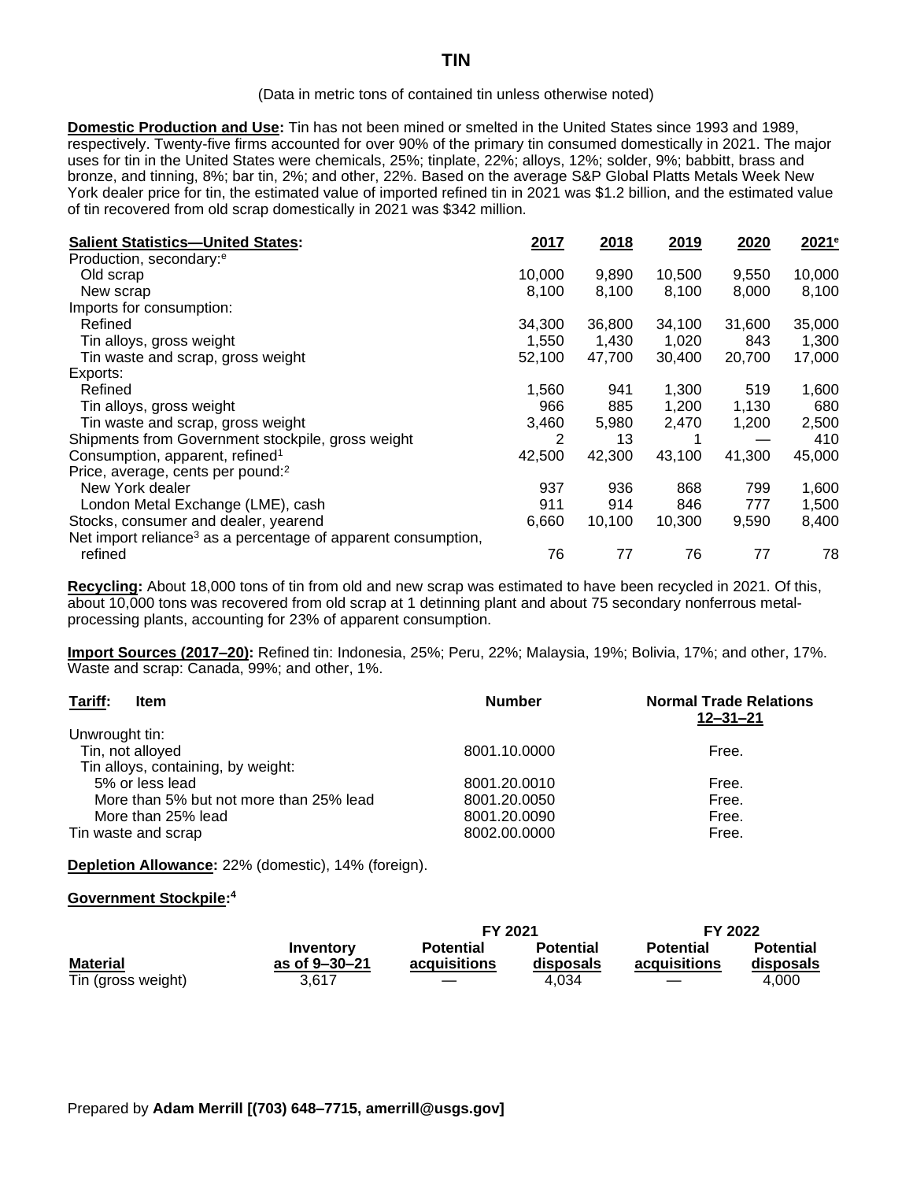# TIN

(Data in metric tons of contained tin unless otherwise noted)

**Domestic Production and Use:** Tin has not been mined or smelted in the United States since 1993 and 1989, respectively. Twenty-five firms accounted for over 90% of the primary tin consumed domestically in 2021. The major uses for tin in the United States were chemicals, 25%; tinplate, 22%; alloys, 12%; solder, 9%; babbitt, brass and bronze, and tinning, 8%; bar tin, 2%; and other, 22%. Based on the average S&P Global Platts Metals Week New York dealer price for tin, the estimated value of imported refined tin in 2021 was $1.2 billion, and the estimated value of tin recovered from old scrap domestically in 2021 was $342 million.

| Salient Statistics—United States: | 2017 | 2018 | 2019 | 2020 | 2021[e] |
|---|---|---|---|---|---|
| Production, secondary:[e] | | | | | |
| Old scrap | 10,000 | 9,890 | 10,500 | 9,550 | 10,000 |
| New scrap | 8,100 | 8,100 | 8,100 | 8,000 | 8,100 |
| Imports for consumption: | | | | | |
| Refined | 34,300 | 36,800 | 34,100 | 31,600 | 35,000 |
| Tin alloys, gross weight | 1,550 | 1,430 | 1,020 | 843 | 1,300 |
| Tin waste and scrap, gross weight | 52,100 | 47,700 | 30,400 | 20,700 | 17,000 |
| Exports: | | | | | |
| Refined | 1,560 | 941 | 1,300 | 519 | 1,600 |
| Tin alloys, gross weight | 966 | 885 | 1,200 | 1,130 | 680 |
| Tin waste and scrap, gross weight | 3,460 | 5,980 | 2,470 | 1,200 | 2,500 |
| Shipments from Government stockpile, gross weight | 2 | 13 | 1 | — | 410 |
| Consumption, apparent, refined[1] | 42,500 | 42,300 | 43,100 | 41,300 | 45,000 |
| Price, average, cents per pound:[2] | | | | | |
| New York dealer | 937 | 936 | 868 | 799 | 1,600 |
| London Metal Exchange (LME), cash | 911 | 914 | 846 | 777 | 1,500 |
| Stocks, consumer and dealer, yearend | 6,660 | 10,100 | 10,300 | 9,590 | 8,400 |
| Net import reliance[3] as a percentage of apparent consumption, refined | 76 | 77 | 76 | 77 | 78 |

**Recycling:** About 18,000 tons of tin from old and new scrap was estimated to have been recycled in 2021. Of this, about 10,000 tons was recovered from old scrap at 1 detinning plant and about 75 secondary nonferrous metal-processing plants, accounting for 23% of apparent consumption.

**Import Sources (2017–20):** Refined tin: Indonesia, 25%; Peru, 22%; Malaysia, 19%; Bolivia, 17%; and other, 17%. Waste and scrap: Canada, 99%; and other, 1%.

| Tariff: Item | Number | Normal Trade Relations 12–31–21 |
|---|---|---|
| Unwrought tin: | | |
| Tin, not alloyed | 8001.10.0000 | Free. |
| Tin alloys, containing, by weight: | | |
| 5% or less lead | 8001.20.0010 | Free. |
| More than 5% but not more than 25% lead | 8001.20.0050 | Free. |
| More than 25% lead | 8001.20.0090 | Free. |
| Tin waste and scrap | 8002.00.0000 | Free. |

**Depletion Allowance:** 22% (domestic), 14% (foreign).

**Government Stockpile:**[4]

| | | FY 2021 | | FY 2022 | |
|---|---|---|---|---|---|
| Material | Inventory as of 9–30–21 | Potential acquisitions | Potential disposals | Potential acquisitions | Potential disposals |
| Tin (gross weight) | 3,617 | — | 4,034 | — | 4,000 |

Prepared by **Adam Merrill [(703) 648–7715, amerrill@usgs.gov]**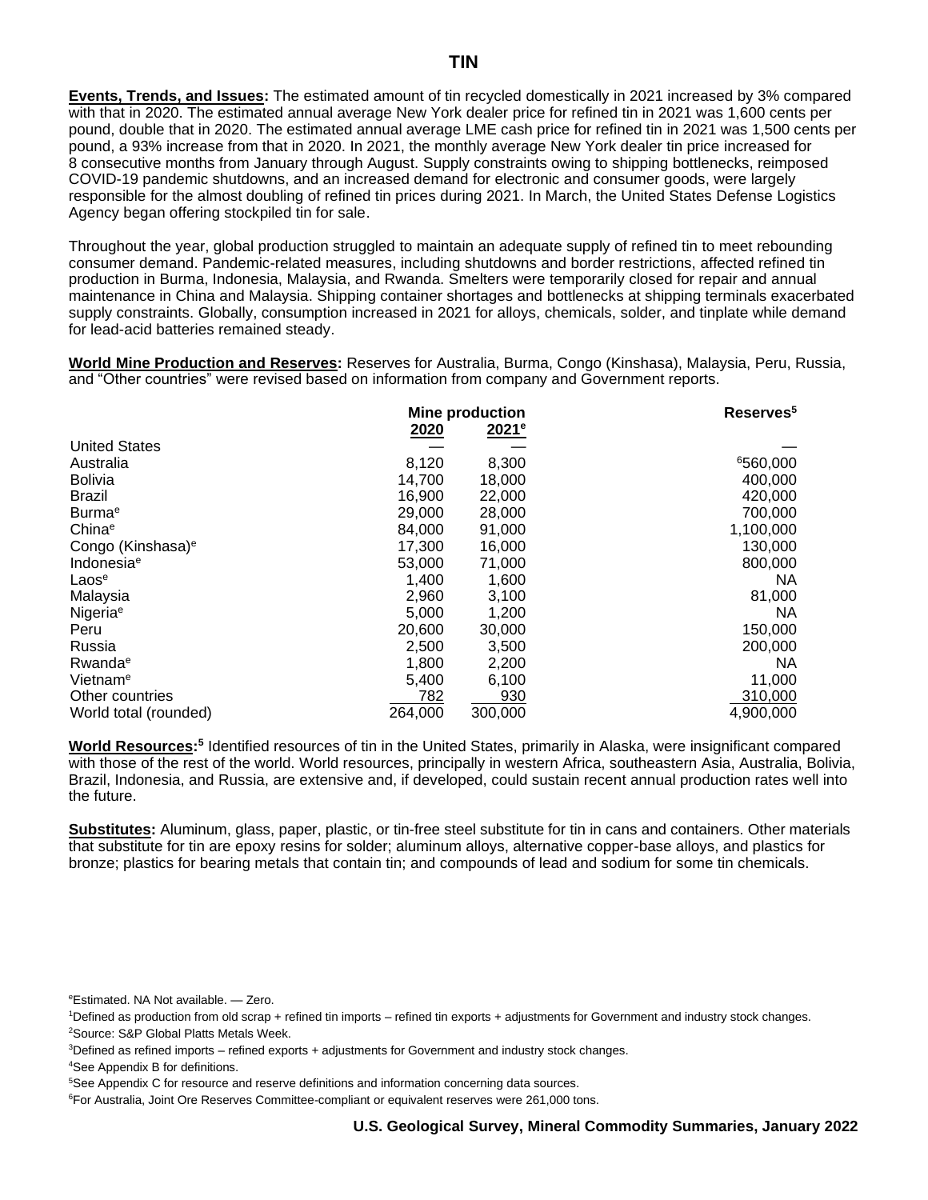# TIN

**Events, Trends, and Issues:** The estimated amount of tin recycled domestically in 2021 increased by 3% compared with that in 2020. The estimated annual average New York dealer price for refined tin in 2021 was 1,600 cents per pound, double that in 2020. The estimated annual average LME cash price for refined tin in 2021 was 1,500 cents per pound, a 93% increase from that in 2020. In 2021, the monthly average New York dealer tin price increased for 8 consecutive months from January through August. Supply constraints owing to shipping bottlenecks, reimposed COVID-19 pandemic shutdowns, and an increased demand for electronic and consumer goods, were largely responsible for the almost doubling of refined tin prices during 2021. In March, the United States Defense Logistics Agency began offering stockpiled tin for sale.

Throughout the year, global production struggled to maintain an adequate supply of refined tin to meet rebounding consumer demand. Pandemic-related measures, including shutdowns and border restrictions, affected refined tin production in Burma, Indonesia, Malaysia, and Rwanda. Smelters were temporarily closed for repair and annual maintenance in China and Malaysia. Shipping container shortages and bottlenecks at shipping terminals exacerbated supply constraints. Globally, consumption increased in 2021 for alloys, chemicals, solder, and tinplate while demand for lead-acid batteries remained steady.

**World Mine Production and Reserves:** Reserves for Australia, Burma, Congo (Kinshasa), Malaysia, Peru, Russia, and "Other countries" were revised based on information from company and Government reports.

| | Mine production | | Reserves[5] |
|---|---|---|---|
| | 2020 | 2021[e] | |
| United States | — | — | — |
| Australia | 8,120 | 8,300 | [6]560,000 |
| Bolivia | 14,700 | 18,000 | 400,000 |
| Brazil | 16,900 | 22,000 | 420,000 |
| Burma[e] | 29,000 | 28,000 | 700,000 |
| China[e] | 84,000 | 91,000 | 1,100,000 |
| Congo (Kinshasa)[e] | 17,300 | 16,000 | 130,000 |
| Indonesia[e] | 53,000 | 71,000 | 800,000 |
| Laos[e] | 1,400 | 1,600 | NA |
| Malaysia | 2,960 | 3,100 | 81,000 |
| Nigeria[e] | 5,000 | 1,200 | NA |
| Peru | 20,600 | 30,000 | 150,000 |
| Russia | 2,500 | 3,500 | 200,000 |
| Rwanda[e] | 1,800 | 2,200 | NA |
| Vietnam[e] | 5,400 | 6,100 | 11,000 |
| Other countries | 782 | 930 | 310,000 |
| World total (rounded) | 264,000 | 300,000 | 4,900,000 |

**World Resources:[5]** Identified resources of tin in the United States, primarily in Alaska, were insignificant compared with those of the rest of the world. World resources, principally in western Africa, southeastern Asia, Australia, Bolivia, Brazil, Indonesia, and Russia, are extensive and, if developed, could sustain recent annual production rates well into the future.

**Substitutes:** Aluminum, glass, paper, plastic, or tin-free steel substitute for tin in cans and containers. Other materials that substitute for tin are epoxy resins for solder; aluminum alloys, alternative copper-base alloys, and plastics for bronze; plastics for bearing metals that contain tin; and compounds of lead and sodium for some tin chemicals.

[e]Estimated. NA Not available. — Zero.

[1]Defined as production from old scrap + refined tin imports – refined tin exports + adjustments for Government and industry stock changes.

[2]Source: S&P Global Platts Metals Week.

[3]Defined as refined imports – refined exports + adjustments for Government and industry stock changes.

[4]See Appendix B for definitions.

[5]See Appendix C for resource and reserve definitions and information concerning data sources.

[6]For Australia, Joint Ore Reserves Committee-compliant or equivalent reserves were 261,000 tons.